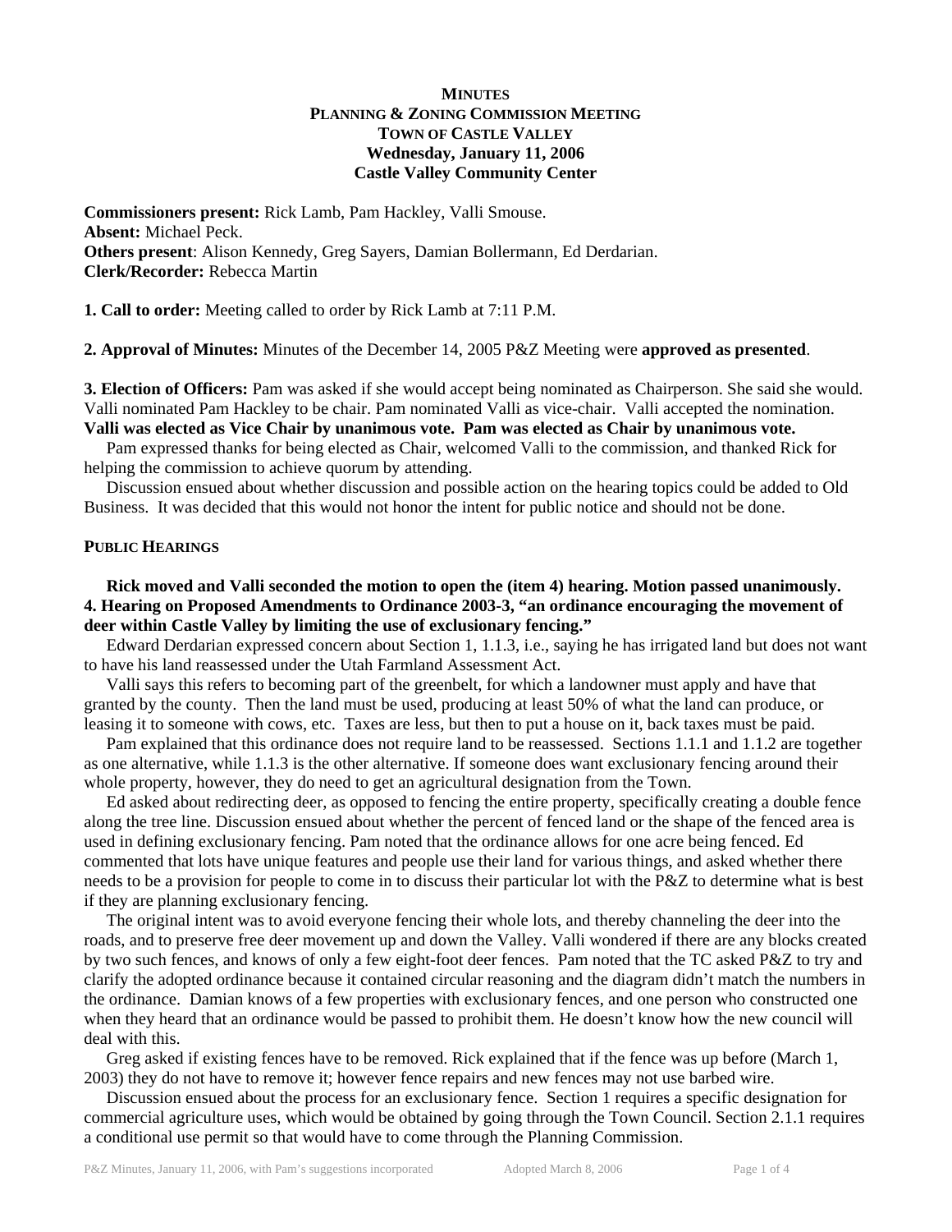# MINUTES
## PLANNING & ZONING COMMISSION MEETING
## TOWN OF CASTLE VALLEY
### Wednesday, January 11, 2006
### Castle Valley Community Center

**Commissioners present:** Rick Lamb, Pam Hackley, Valli Smouse.
**Absent:** Michael Peck.
**Others present**: Alison Kennedy, Greg Sayers, Damian Bollermann, Ed Derdarian.
**Clerk/Recorder:** Rebecca Martin

**1. Call to order:** Meeting called to order by Rick Lamb at 7:11 P.M.

**2. Approval of Minutes:** Minutes of the December 14, 2005 P&Z Meeting were **approved as presented**.

**3. Election of Officers:** Pam was asked if she would accept being nominated as Chairperson. She said she would. Valli nominated Pam Hackley to be chair. Pam nominated Valli as vice-chair. Valli accepted the nomination. **Valli was elected as Vice Chair by unanimous vote. Pam was elected as Chair by unanimous vote.**

Pam expressed thanks for being elected as Chair, welcomed Valli to the commission, and thanked Rick for helping the commission to achieve quorum by attending.

Discussion ensued about whether discussion and possible action on the hearing topics could be added to Old Business. It was decided that this would not honor the intent for public notice and should not be done.

## PUBLIC HEARINGS

**Rick moved and Valli seconded the motion to open the (item 4) hearing. Motion passed unanimously.**
**4. Hearing on Proposed Amendments to Ordinance 2003-3, "an ordinance encouraging the movement of deer within Castle Valley by limiting the use of exclusionary fencing."**

Edward Derdarian expressed concern about Section 1, 1.1.3, i.e., saying he has irrigated land but does not want to have his land reassessed under the Utah Farmland Assessment Act.

Valli says this refers to becoming part of the greenbelt, for which a landowner must apply and have that granted by the county. Then the land must be used, producing at least 50% of what the land can produce, or leasing it to someone with cows, etc. Taxes are less, but then to put a house on it, back taxes must be paid.

Pam explained that this ordinance does not require land to be reassessed. Sections 1.1.1 and 1.1.2 are together as one alternative, while 1.1.3 is the other alternative. If someone does want exclusionary fencing around their whole property, however, they do need to get an agricultural designation from the Town.

Ed asked about redirecting deer, as opposed to fencing the entire property, specifically creating a double fence along the tree line. Discussion ensued about whether the percent of fenced land or the shape of the fenced area is used in defining exclusionary fencing. Pam noted that the ordinance allows for one acre being fenced. Ed commented that lots have unique features and people use their land for various things, and asked whether there needs to be a provision for people to come in to discuss their particular lot with the P&Z to determine what is best if they are planning exclusionary fencing.

The original intent was to avoid everyone fencing their whole lots, and thereby channeling the deer into the roads, and to preserve free deer movement up and down the Valley. Valli wondered if there are any blocks created by two such fences, and knows of only a few eight-foot deer fences. Pam noted that the TC asked P&Z to try and clarify the adopted ordinance because it contained circular reasoning and the diagram didn't match the numbers in the ordinance. Damian knows of a few properties with exclusionary fences, and one person who constructed one when they heard that an ordinance would be passed to prohibit them. He doesn't know how the new council will deal with this.

Greg asked if existing fences have to be removed. Rick explained that if the fence was up before (March 1, 2003) they do not have to remove it; however fence repairs and new fences may not use barbed wire.

Discussion ensued about the process for an exclusionary fence. Section 1 requires a specific designation for commercial agriculture uses, which would be obtained by going through the Town Council. Section 2.1.1 requires a conditional use permit so that would have to come through the Planning Commission.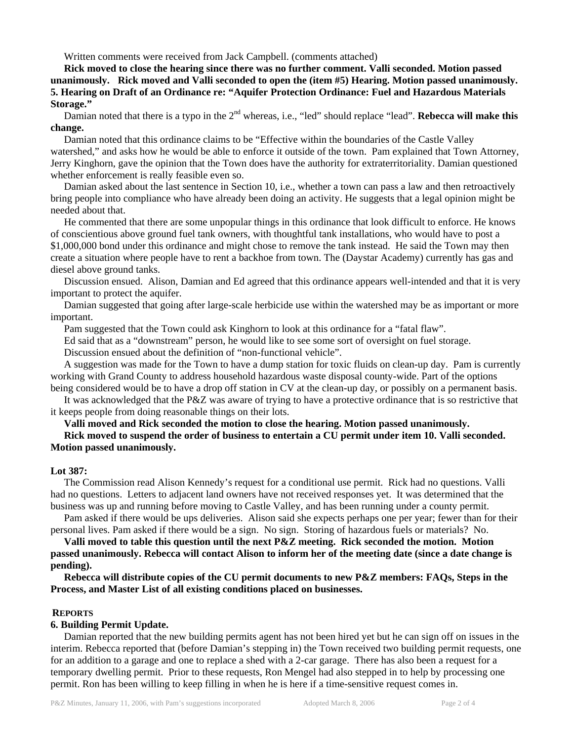Written comments were received from Jack Campbell. (comments attached)

**Rick moved to close the hearing since there was no further comment. Valli seconded. Motion passed unanimously. Rick moved and Valli seconded to open the (item #5) Hearing. Motion passed unanimously.**

**5. Hearing on Draft of an Ordinance re: "Aquifer Protection Ordinance: Fuel and Hazardous Materials Storage."**

Damian noted that there is a typo in the 2nd whereas, i.e., "led" should replace "lead". **Rebecca will make this change.**

Damian noted that this ordinance claims to be "Effective within the boundaries of the Castle Valley watershed," and asks how he would be able to enforce it outside of the town. Pam explained that Town Attorney, Jerry Kinghorn, gave the opinion that the Town does have the authority for extraterritoriality. Damian questioned whether enforcement is really feasible even so.

Damian asked about the last sentence in Section 10, i.e., whether a town can pass a law and then retroactively bring people into compliance who have already been doing an activity. He suggests that a legal opinion might be needed about that.

He commented that there are some unpopular things in this ordinance that look difficult to enforce. He knows of conscientious above ground fuel tank owners, with thoughtful tank installations, who would have to post a $1,000,000 bond under this ordinance and might chose to remove the tank instead. He said the Town may then create a situation where people have to rent a backhoe from town. The (Daystar Academy) currently has gas and diesel above ground tanks.

Discussion ensued. Alison, Damian and Ed agreed that this ordinance appears well-intended and that it is very important to protect the aquifer.

Damian suggested that going after large-scale herbicide use within the watershed may be as important or more important.

Pam suggested that the Town could ask Kinghorn to look at this ordinance for a "fatal flaw".

Ed said that as a "downstream" person, he would like to see some sort of oversight on fuel storage.

Discussion ensued about the definition of "non-functional vehicle".

A suggestion was made for the Town to have a dump station for toxic fluids on clean-up day. Pam is currently working with Grand County to address household hazardous waste disposal county-wide. Part of the options being considered would be to have a drop off station in CV at the clean-up day, or possibly on a permanent basis.

It was acknowledged that the P&Z was aware of trying to have a protective ordinance that is so restrictive that it keeps people from doing reasonable things on their lots.

**Valli moved and Rick seconded the motion to close the hearing. Motion passed unanimously.**

**Rick moved to suspend the order of business to entertain a CU permit under item 10. Valli seconded. Motion passed unanimously.**

**Lot 387:**

The Commission read Alison Kennedy's request for a conditional use permit. Rick had no questions. Valli had no questions. Letters to adjacent land owners have not received responses yet. It was determined that the business was up and running before moving to Castle Valley, and has been running under a county permit.

Pam asked if there would be ups deliveries. Alison said she expects perhaps one per year; fewer than for their personal lives. Pam asked if there would be a sign. No sign. Storing of hazardous fuels or materials? No.

**Valli moved to table this question until the next P&Z meeting. Rick seconded the motion. Motion passed unanimously. Rebecca will contact Alison to inform her of the meeting date (since a date change is pending).**

**Rebecca will distribute copies of the CU permit documents to new P&Z members: FAQs, Steps in the Process, and Master List of all existing conditions placed on businesses.**

## REPORTS

**6. Building Permit Update.**

Damian reported that the new building permits agent has not been hired yet but he can sign off on issues in the interim. Rebecca reported that (before Damian's stepping in) the Town received two building permit requests, one for an addition to a garage and one to replace a shed with a 2-car garage. There has also been a request for a temporary dwelling permit. Prior to these requests, Ron Mengel had also stepped in to help by processing one permit. Ron has been willing to keep filling in when he is here if a time-sensitive request comes in.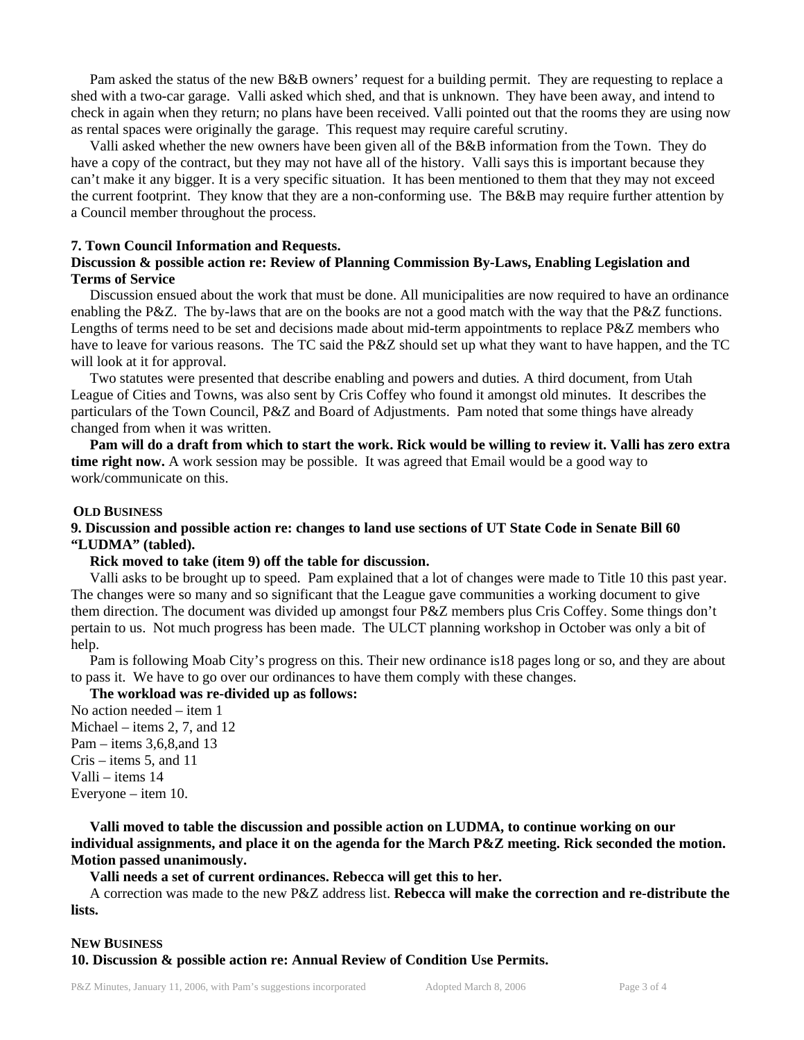Pam asked the status of the new B&B owners' request for a building permit. They are requesting to replace a shed with a two-car garage. Valli asked which shed, and that is unknown. They have been away, and intend to check in again when they return; no plans have been received. Valli pointed out that the rooms they are using now as rental spaces were originally the garage. This request may require careful scrutiny.

Valli asked whether the new owners have been given all of the B&B information from the Town. They do have a copy of the contract, but they may not have all of the history. Valli says this is important because they can't make it any bigger. It is a very specific situation. It has been mentioned to them that they may not exceed the current footprint. They know that they are a non-conforming use. The B&B may require further attention by a Council member throughout the process.

**7. Town Council Information and Requests.**

**Discussion & possible action re: Review of Planning Commission By-Laws, Enabling Legislation and Terms of Service**

Discussion ensued about the work that must be done. All municipalities are now required to have an ordinance enabling the P&Z. The by-laws that are on the books are not a good match with the way that the P&Z functions. Lengths of terms need to be set and decisions made about mid-term appointments to replace P&Z members who have to leave for various reasons. The TC said the P&Z should set up what they want to have happen, and the TC will look at it for approval.

Two statutes were presented that describe enabling and powers and duties. A third document, from Utah League of Cities and Towns, was also sent by Cris Coffey who found it amongst old minutes. It describes the particulars of the Town Council, P&Z and Board of Adjustments. Pam noted that some things have already changed from when it was written.

**Pam will do a draft from which to start the work. Rick would be willing to review it. Valli has zero extra time right now.** A work session may be possible. It was agreed that Email would be a good way to work/communicate on this.

**OLD BUSINESS**

**9. Discussion and possible action re: changes to land use sections of UT State Code in Senate Bill 60 "LUDMA" (tabled).**

**Rick moved to take (item 9) off the table for discussion.**

Valli asks to be brought up to speed. Pam explained that a lot of changes were made to Title 10 this past year. The changes were so many and so significant that the League gave communities a working document to give them direction. The document was divided up amongst four P&Z members plus Cris Coffey. Some things don't pertain to us. Not much progress has been made. The ULCT planning workshop in October was only a bit of help.

Pam is following Moab City's progress on this. Their new ordinance is18 pages long or so, and they are about to pass it. We have to go over our ordinances to have them comply with these changes.

**The workload was re-divided up as follows:**

No action needed – item 1
Michael – items 2, 7, and 12
Pam – items 3,6,8,and 13
Cris – items 5, and 11
Valli – items 14
Everyone – item 10.

**Valli moved to table the discussion and possible action on LUDMA, to continue working on our individual assignments, and place it on the agenda for the March P&Z meeting. Rick seconded the motion. Motion passed unanimously.**

**Valli needs a set of current ordinances. Rebecca will get this to her.**

A correction was made to the new P&Z address list. **Rebecca will make the correction and re-distribute the lists.**

**NEW BUSINESS**

**10. Discussion & possible action re: Annual Review of Condition Use Permits.**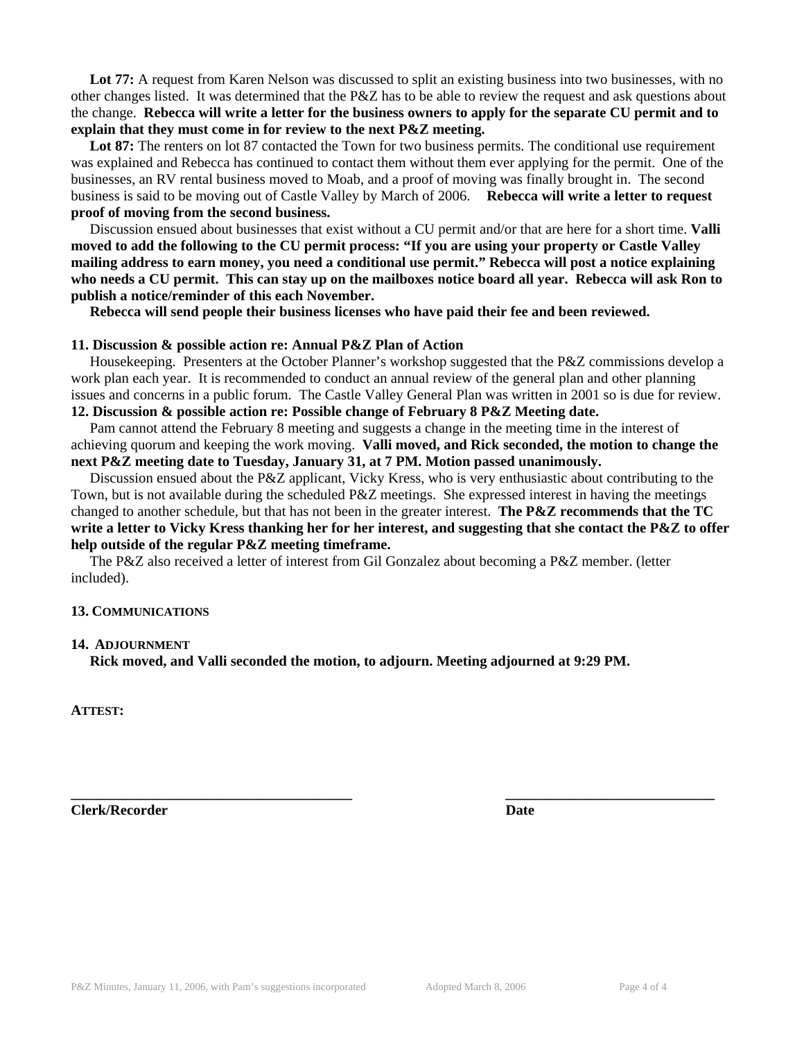**Lot 77:** A request from Karen Nelson was discussed to split an existing business into two businesses, with no other changes listed. It was determined that the P&Z has to be able to review the request and ask questions about the change. **Rebecca will write a letter for the business owners to apply for the separate CU permit and to explain that they must come in for review to the next P&Z meeting.**

**Lot 87:** The renters on lot 87 contacted the Town for two business permits. The conditional use requirement was explained and Rebecca has continued to contact them without them ever applying for the permit. One of the businesses, an RV rental business moved to Moab, and a proof of moving was finally brought in. The second business is said to be moving out of Castle Valley by March of 2006. **Rebecca will write a letter to request proof of moving from the second business.**

Discussion ensued about businesses that exist without a CU permit and/or that are here for a short time. **Valli moved to add the following to the CU permit process: "If you are using your property or Castle Valley mailing address to earn money, you need a conditional use permit." Rebecca will post a notice explaining who needs a CU permit. This can stay up on the mailboxes notice board all year. Rebecca will ask Ron to publish a notice/reminder of this each November.**

**Rebecca will send people their business licenses who have paid their fee and been reviewed.**

**11. Discussion & possible action re: Annual P&Z Plan of Action**

Housekeeping. Presenters at the October Planner's workshop suggested that the P&Z commissions develop a work plan each year. It is recommended to conduct an annual review of the general plan and other planning issues and concerns in a public forum. The Castle Valley General Plan was written in 2001 so is due for review.

**12. Discussion & possible action re: Possible change of February 8 P&Z Meeting date.**

Pam cannot attend the February 8 meeting and suggests a change in the meeting time in the interest of achieving quorum and keeping the work moving. **Valli moved, and Rick seconded, the motion to change the next P&Z meeting date to Tuesday, January 31, at 7 PM. Motion passed unanimously.**

Discussion ensued about the P&Z applicant, Vicky Kress, who is very enthusiastic about contributing to the Town, but is not available during the scheduled P&Z meetings. She expressed interest in having the meetings changed to another schedule, but that has not been in the greater interest. **The P&Z recommends that the TC write a letter to Vicky Kress thanking her for her interest, and suggesting that she contact the P&Z to offer help outside of the regular P&Z meeting timeframe.**

The P&Z also received a letter of interest from Gil Gonzalez about becoming a P&Z member. (letter included).

**13. COMMUNICATIONS**

**14. ADJOURNMENT**

**Rick moved, and Valli seconded the motion, to adjourn. Meeting adjourned at 9:29 PM.**

**ATTEST:**

\_\_\_\_\_\_\_\_\_\_\_\_\_\_\_\_\_\_\_\_\_\_\_\_\_\_\_\_\_\_\_\_\_\_\_\_\_\_\_\_ \_\_\_\_\_\_\_\_\_\_\_\_\_\_\_\_\_\_\_\_\_\_\_\_\_\_\_\_\_\_\_

**Clerk/Recorder** **Date**